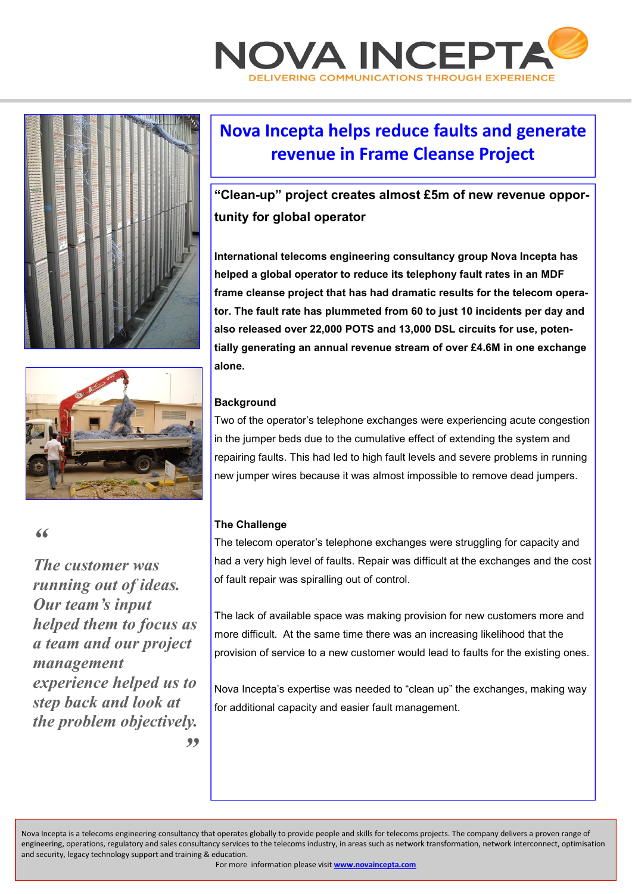# Nova Incepta helps reduce faults and generate revenue in Frame Cleanse Project

## "Clean-up" project creates almost £5m of new revenue opportunity for global operator

**International telecoms engineering consultancy group Nova Incepta has helped a global operator to reduce its telephony fault rates in an MDF frame cleanse project that has had dramatic results for the telecom operator. The fault rate has plummeted from 60 to just 10 incidents per day and also released over 22,000 POTS and 13,000 DSL circuits for use, potentially generating an annual revenue stream of over £4.6M in one exchange alone.**

> *"The customer was running out of ideas. Our team's input helped them to focus as a team and our project management experience helped us to step back and look at the problem objectively."*

### Background

Two of the operator's telephone exchanges were experiencing acute congestion in the jumper beds due to the cumulative effect of extending the system and repairing faults. This had led to high fault levels and severe problems in running new jumper wires because it was almost impossible to remove dead jumpers.

### The Challenge

The telecom operator's telephone exchanges were struggling for capacity and had a very high level of faults. Repair was difficult at the exchanges and the cost of fault repair was spiralling out of control.

The lack of available space was making provision for new customers more and more difficult. At the same time there was an increasing likelihood that the provision of service to a new customer would lead to faults for the existing ones.

Nova Incepta's expertise was needed to "clean up" the exchanges, making way for additional capacity and easier fault management.

Nova Incepta is a telecoms engineering consultancy that operates globally to provide people and skills for telecoms projects. The company delivers a proven range of engineering, operations, regulatory and sales consultancy services to the telecoms industry, in areas such as network transformation, network interconnect, optimisation and security, legacy technology support and training & education.

For more information please visit [www.novaincepta.com](http://www.novaincepta.com)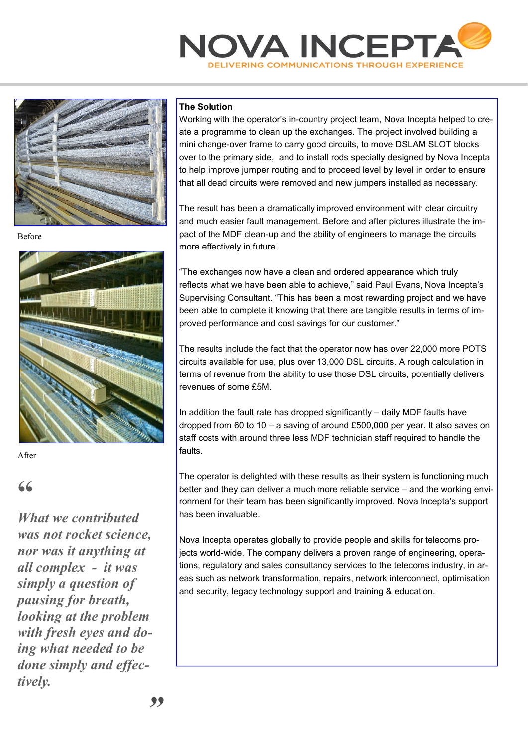Before

After

*"What we contributed was not rocket science, nor was it anything at all complex - it was simply a question of pausing for breath, looking at the problem with fresh eyes and doing what needed to be done simply and effectively."*

**The Solution**

Working with the operator's in-country project team, Nova Incepta helped to create a programme to clean up the exchanges. The project involved building a mini change-over frame to carry good circuits, to move DSLAM SLOT blocks over to the primary side, and to install rods specially designed by Nova Incepta to help improve jumper routing and to proceed level by level in order to ensure that all dead circuits were removed and new jumpers installed as necessary.

The result has been a dramatically improved environment with clear circuitry and much easier fault management. Before and after pictures illustrate the impact of the MDF clean-up and the ability of engineers to manage the circuits more effectively in future.

"The exchanges now have a clean and ordered appearance which truly reflects what we have been able to achieve," said Paul Evans, Nova Incepta's Supervising Consultant. "This has been a most rewarding project and we have been able to complete it knowing that there are tangible results in terms of improved performance and cost savings for our customer."

The results include the fact that the operator now has over 22,000 more POTS circuits available for use, plus over 13,000 DSL circuits. A rough calculation in terms of revenue from the ability to use those DSL circuits, potentially delivers revenues of some £5M.

In addition the fault rate has dropped significantly – daily MDF faults have dropped from 60 to 10 – a saving of around £500,000 per year. It also saves on staff costs with around three less MDF technician staff required to handle the faults.

The operator is delighted with these results as their system is functioning much better and they can deliver a much more reliable service – and the working environment for their team has been significantly improved. Nova Incepta's support has been invaluable.

Nova Incepta operates globally to provide people and skills for telecoms projects world-wide. The company delivers a proven range of engineering, operations, regulatory and sales consultancy services to the telecoms industry, in areas such as network transformation, repairs, network interconnect, optimisation and security, legacy technology support and training & education.